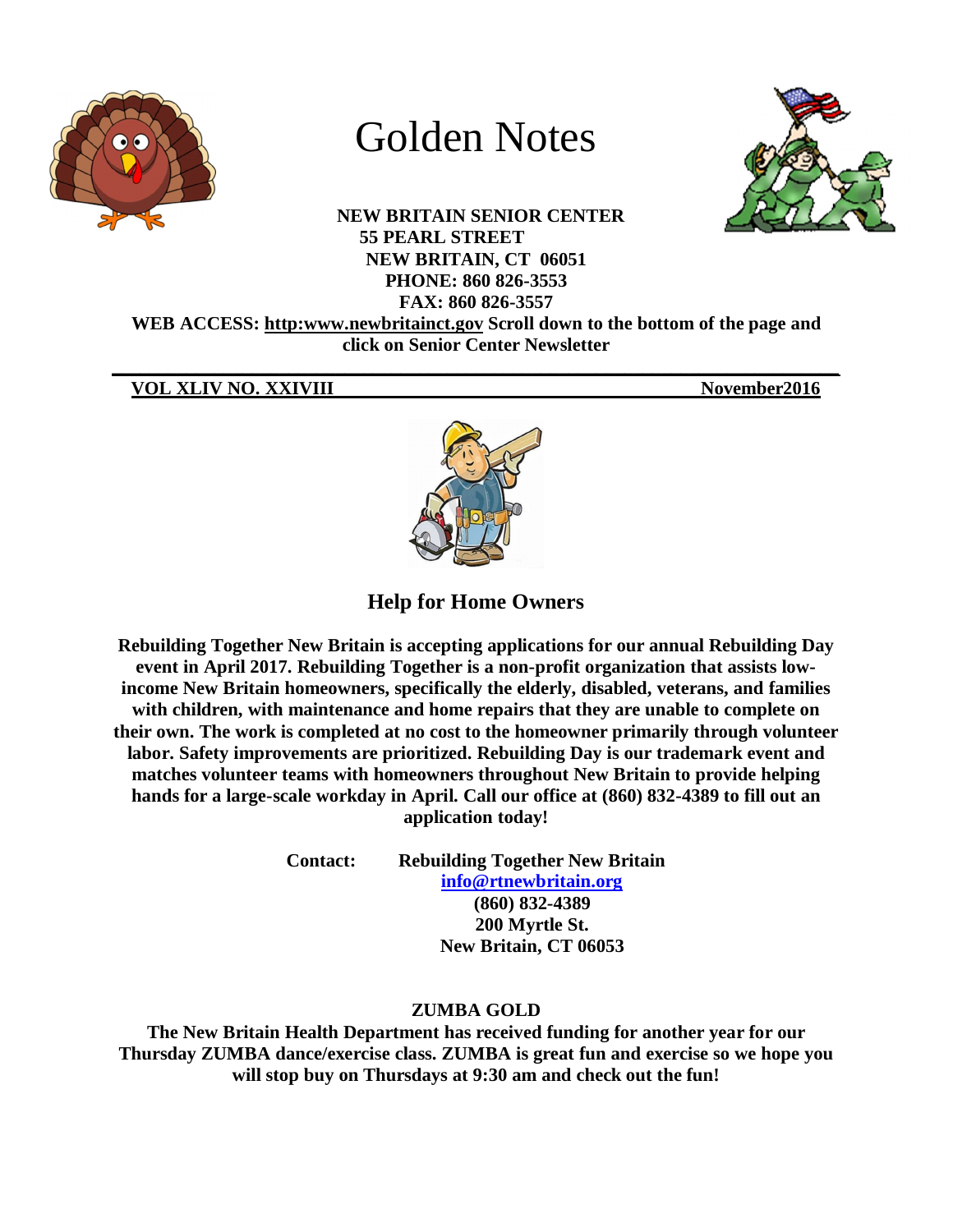# Golden Notes

**NEW BRITAIN SENIOR CENTER**
**55 PEARL STREET**
**NEW BRITAIN, CT 06051**
**PHONE: 860 826-3553**
**FAX: 860 826-3557**

**WEB ACCESS: http:www.newbritainct.gov Scroll down to the bottom of the page and click on Senior Center Newsletter**

---

**VOL XLIV NO. XXIVIII** **November2016**

## Help for Home Owners

**Rebuilding Together New Britain is accepting applications for our annual Rebuilding Day event in April 2017. Rebuilding Together is a non-profit organization that assists low-income New Britain homeowners, specifically the elderly, disabled, veterans, and families with children, with maintenance and home repairs that they are unable to complete on their own. The work is completed at no cost to the homeowner primarily through volunteer labor. Safety improvements are prioritized. Rebuilding Day is our trademark event and matches volunteer teams with homeowners throughout New Britain to provide helping hands for a large-scale workday in April. Call our office at (860) 832-4389 to fill out an application today!**

**Contact:** **Rebuilding Together New Britain**
**info@rtnewbritain.org**
**(860) 832-4389**
**200 Myrtle St.**
**New Britain, CT 06053**

## ZUMBA GOLD

**The New Britain Health Department has received funding for another year for our Thursday ZUMBA dance/exercise class. ZUMBA is great fun and exercise so we hope you will stop buy on Thursdays at 9:30 am and check out the fun!**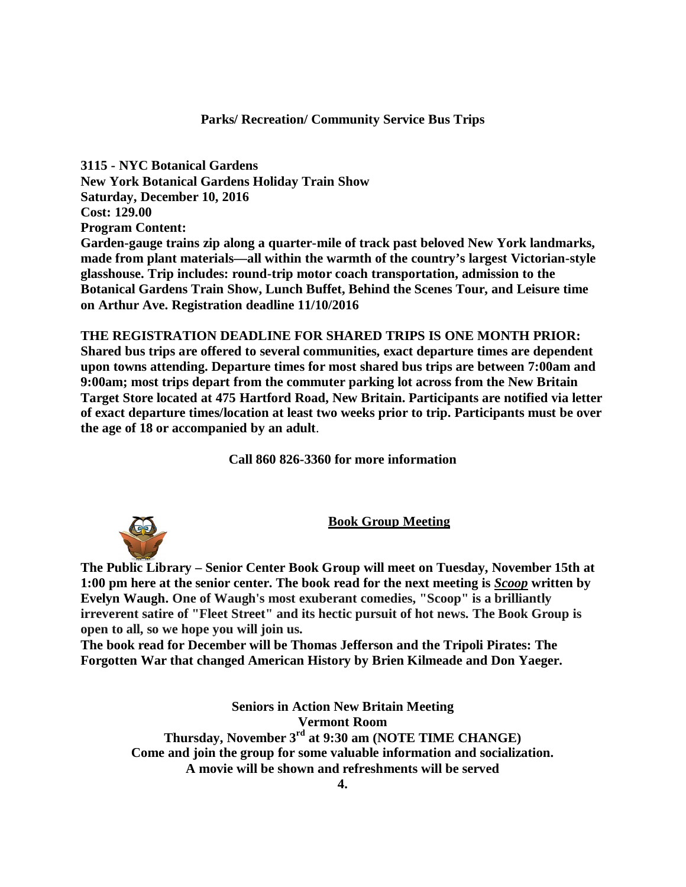**Parks/ Recreation/ Community Service Bus Trips**

**3115 - NYC Botanical Gardens**
**New York Botanical Gardens Holiday Train Show**
**Saturday, December 10, 2016**
**Cost: 129.00**
**Program Content:**
**Garden-gauge trains zip along a quarter-mile of track past beloved New York landmarks, made from plant materials—all within the warmth of the country's largest Victorian-style glasshouse. Trip includes: round-trip motor coach transportation, admission to the Botanical Gardens Train Show, Lunch Buffet, Behind the Scenes Tour, and Leisure time on Arthur Ave. Registration deadline 11/10/2016**

**THE REGISTRATION DEADLINE FOR SHARED TRIPS IS ONE MONTH PRIOR: Shared bus trips are offered to several communities, exact departure times are dependent upon towns attending. Departure times for most shared bus trips are between 7:00am and 9:00am; most trips depart from the commuter parking lot across from the New Britain Target Store located at 475 Hartford Road, New Britain. Participants are notified via letter of exact departure times/location at least two weeks prior to trip. Participants must be over the age of 18 or accompanied by an adult**.

**Call 860 826-3360 for more information**

**Book Group Meeting**

**The Public Library – Senior Center Book Group will meet on Tuesday, November 15th at 1:00 pm here at the senior center. The book read for the next meeting is *Scoop* written by Evelyn Waugh. One of Waugh's most exuberant comedies, "Scoop" is a brilliantly irreverent satire of "Fleet Street" and its hectic pursuit of hot news. The Book Group is open to all, so we hope you will join us.**
**The book read for December will be Thomas Jefferson and the Tripoli Pirates: The Forgotten War that changed American History by Brien Kilmeade and Don Yaeger.**

**Seniors in Action New Britain Meeting**
**Vermont Room**
**Thursday, November 3rd at 9:30 am (NOTE TIME CHANGE)**
**Come and join the group for some valuable information and socialization.**
**A movie will be shown and refreshments will be served**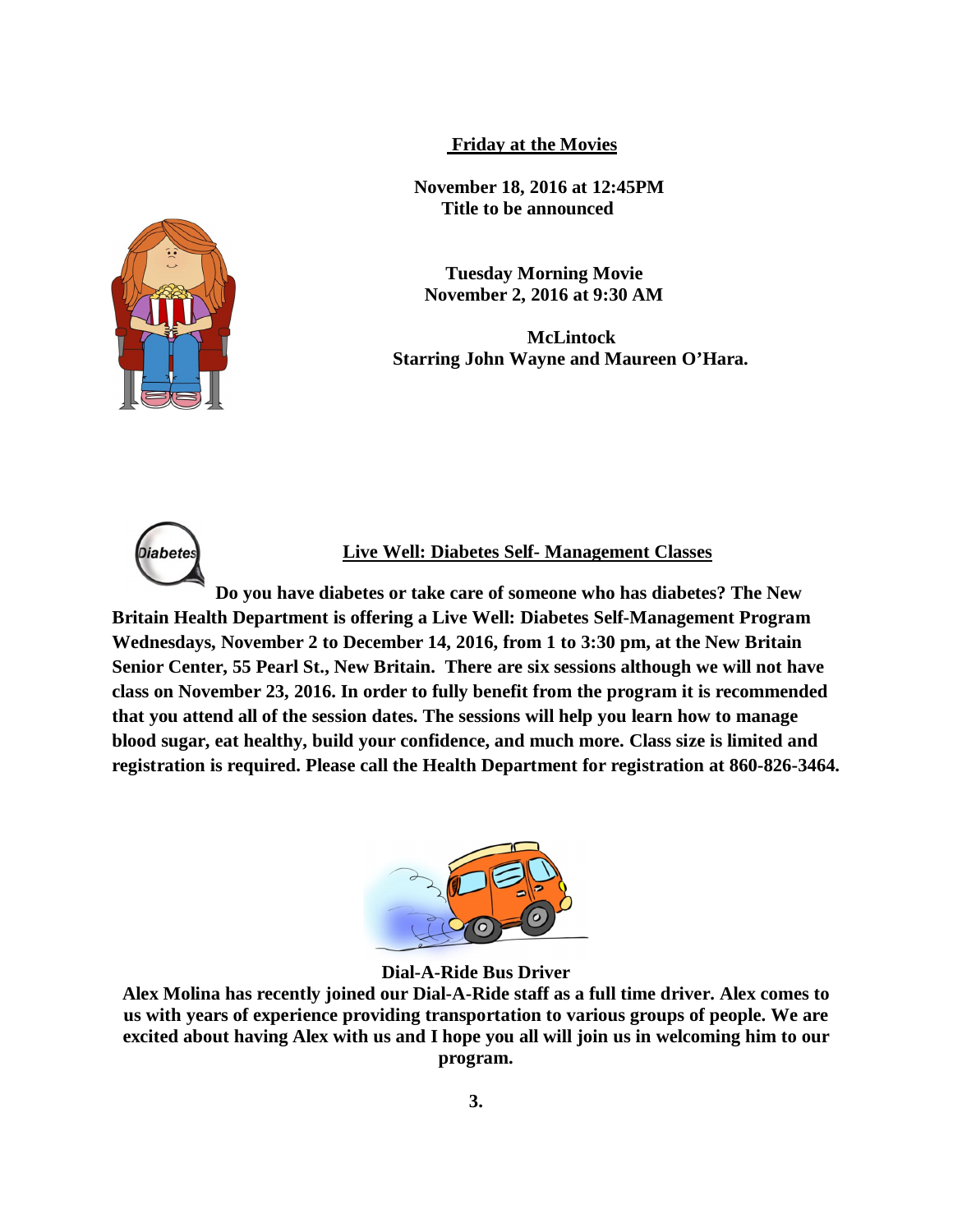## Friday at the Movies

**November 18, 2016 at 12:45PM**
**Title to be announced**

**Tuesday Morning Movie**
**November 2, 2016 at 9:30 AM**

**McLintock**
**Starring John Wayne and Maureen O'Hara.**

## Live Well: Diabetes Self- Management Classes

**Do you have diabetes or take care of someone who has diabetes? The New Britain Health Department is offering a Live Well: Diabetes Self-Management Program Wednesdays, November 2 to December 14, 2016, from 1 to 3:30 pm, at the New Britain Senior Center, 55 Pearl St., New Britain. There are six sessions although we will not have class on November 23, 2016. In order to fully benefit from the program it is recommended that you attend all of the session dates. The sessions will help you learn how to manage blood sugar, eat healthy, build your confidence, and much more. Class size is limited and registration is required. Please call the Health Department for registration at 860-826-3464.**

**Dial-A-Ride Bus Driver**

**Alex Molina has recently joined our Dial-A-Ride staff as a full time driver. Alex comes to us with years of experience providing transportation to various groups of people. We are excited about having Alex with us and I hope you all will join us in welcoming him to our program.**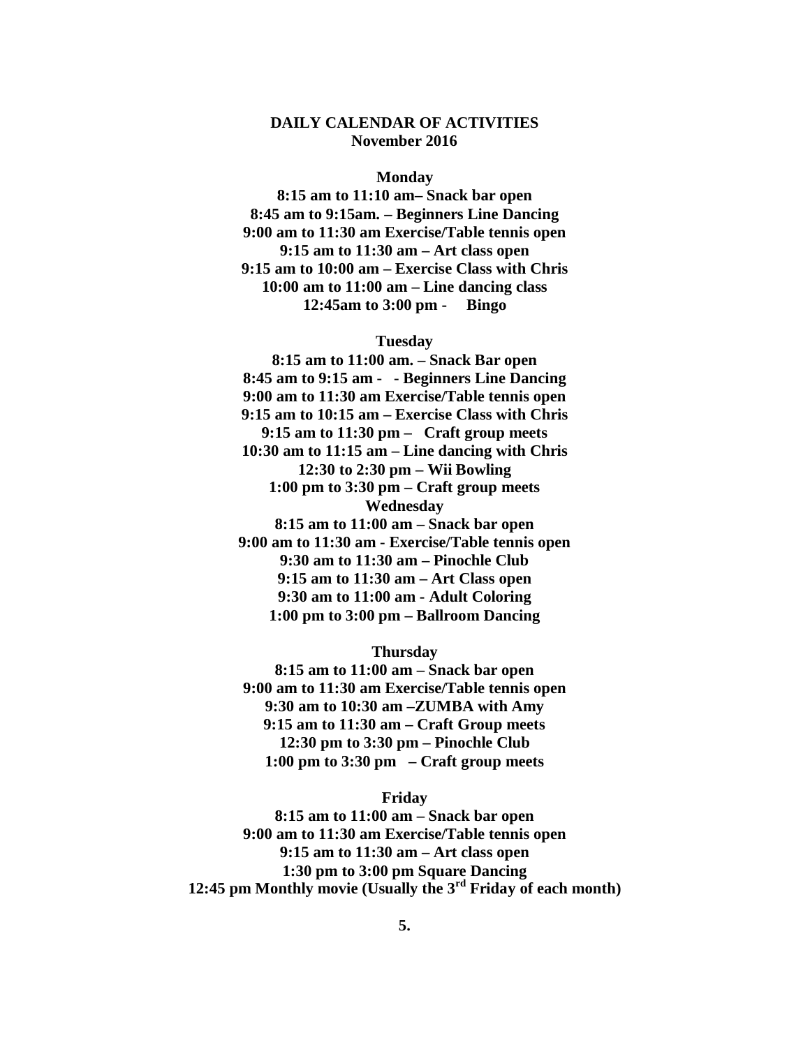# DAILY CALENDAR OF ACTIVITIES
## November 2016

**Monday**

**8:15 am to 11:10 am– Snack bar open**
**8:45 am to 9:15am. – Beginners Line Dancing**
**9:00 am to 11:30 am Exercise/Table tennis open**
**9:15 am to 11:30 am – Art class open**
**9:15 am to 10:00 am – Exercise Class with Chris**
**10:00 am to 11:00 am – Line dancing class**
**12:45am to 3:00 pm - Bingo**

**Tuesday**

**8:15 am to 11:00 am. – Snack Bar open**
**8:45 am to 9:15 am - - Beginners Line Dancing**
**9:00 am to 11:30 am Exercise/Table tennis open**
**9:15 am to 10:15 am – Exercise Class with Chris**
**9:15 am to 11:30 pm – Craft group meets**
**10:30 am to 11:15 am – Line dancing with Chris**
**12:30 to 2:30 pm – Wii Bowling**
**1:00 pm to 3:30 pm – Craft group meets**

**Wednesday**

**8:15 am to 11:00 am – Snack bar open**
**9:00 am to 11:30 am - Exercise/Table tennis open**
**9:30 am to 11:30 am – Pinochle Club**
**9:15 am to 11:30 am – Art Class open**
**9:30 am to 11:00 am - Adult Coloring**
**1:00 pm to 3:00 pm – Ballroom Dancing**

**Thursday**

**8:15 am to 11:00 am – Snack bar open**
**9:00 am to 11:30 am Exercise/Table tennis open**
**9:30 am to 10:30 am –ZUMBA with Amy**
**9:15 am to 11:30 am – Craft Group meets**
**12:30 pm to 3:30 pm – Pinochle Club**
**1:00 pm to 3:30 pm – Craft group meets**

**Friday**

**8:15 am to 11:00 am – Snack bar open**
**9:00 am to 11:30 am Exercise/Table tennis open**
**9:15 am to 11:30 am – Art class open**
**1:30 pm to 3:00 pm Square Dancing**
**12:45 pm Monthly movie (Usually the 3rd Friday of each month)**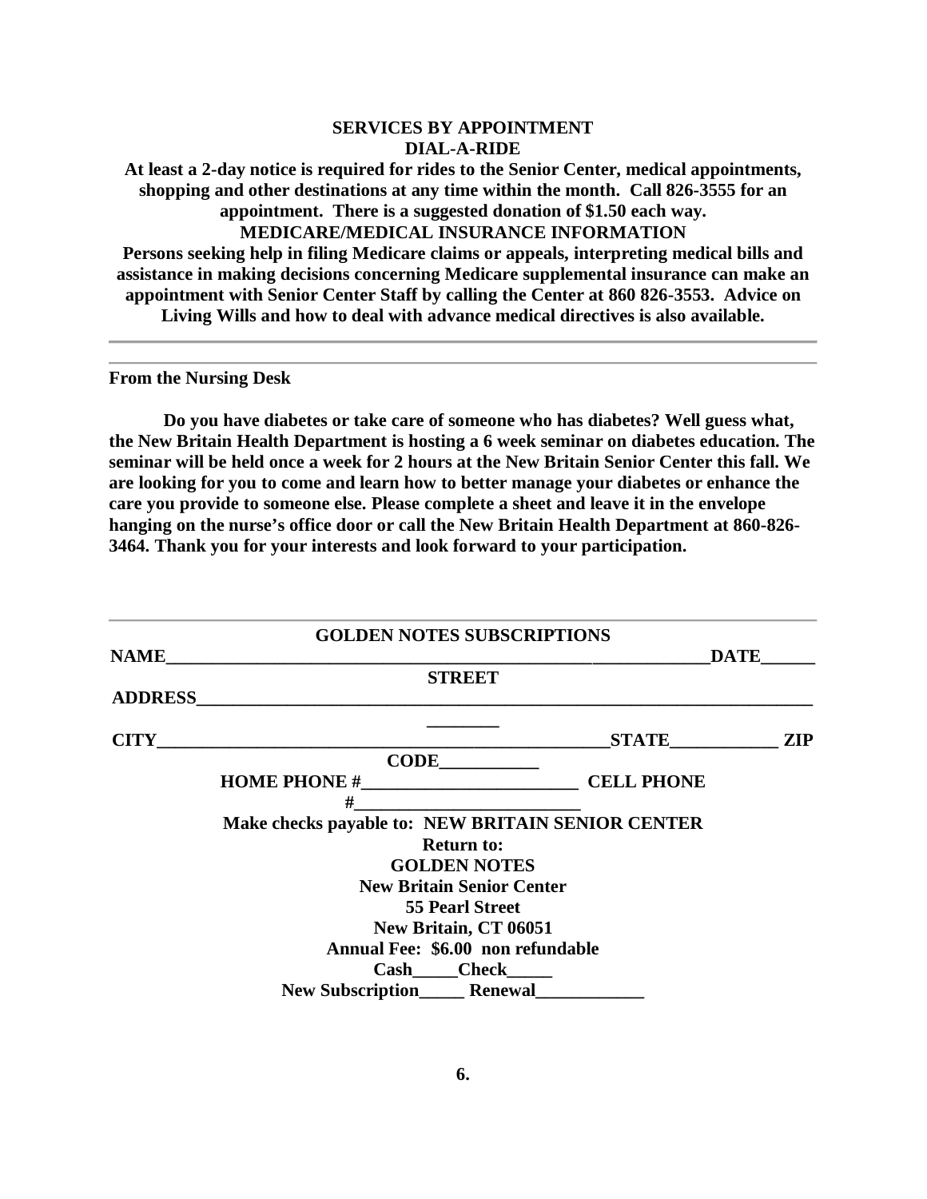## SERVICES BY APPOINTMENT

### DIAL-A-RIDE

**At least a 2-day notice is required for rides to the Senior Center, medical appointments, shopping and other destinations at any time within the month. Call 826-3555 for an appointment. There is a suggested donation of $1.50 each way.**

### MEDICARE/MEDICAL INSURANCE INFORMATION

**Persons seeking help in filing Medicare claims or appeals, interpreting medical bills and assistance in making decisions concerning Medicare supplemental insurance can make an appointment with Senior Center Staff by calling the Center at 860 826-3553. Advice on Living Wills and how to deal with advance medical directives is also available.**

---

### From the Nursing Desk

**Do you have diabetes or take care of someone who has diabetes? Well guess what, the New Britain Health Department is hosting a 6 week seminar on diabetes education. The seminar will be held once a week for 2 hours at the New Britain Senior Center this fall. We are looking for you to come and learn how to better manage your diabetes or enhance the care you provide to someone else. Please complete a sheet and leave it in the envelope hanging on the nurse's office door or call the New Britain Health Department at 860-826-3464. Thank you for your interests and look forward to your participation.**

---

### GOLDEN NOTES SUBSCRIPTIONS

**NAME**_____________________________________________________________**DATE**______

**STREET ADDRESS**_________________________________________________________________________

**CITY**_____________________________________________________**STATE**____________ **ZIP CODE**___________

**HOME PHONE #**_________________________ **CELL PHONE #**_________________________

**Make checks payable to: NEW BRITAIN SENIOR CENTER**

**Return to:**
**GOLDEN NOTES**
**New Britain Senior Center**
**55 Pearl Street**
**New Britain, CT 06051**

**Annual Fee: $6.00 non refundable**

**Cash**_____**Check**_____

**New Subscription**_____ **Renewal**____________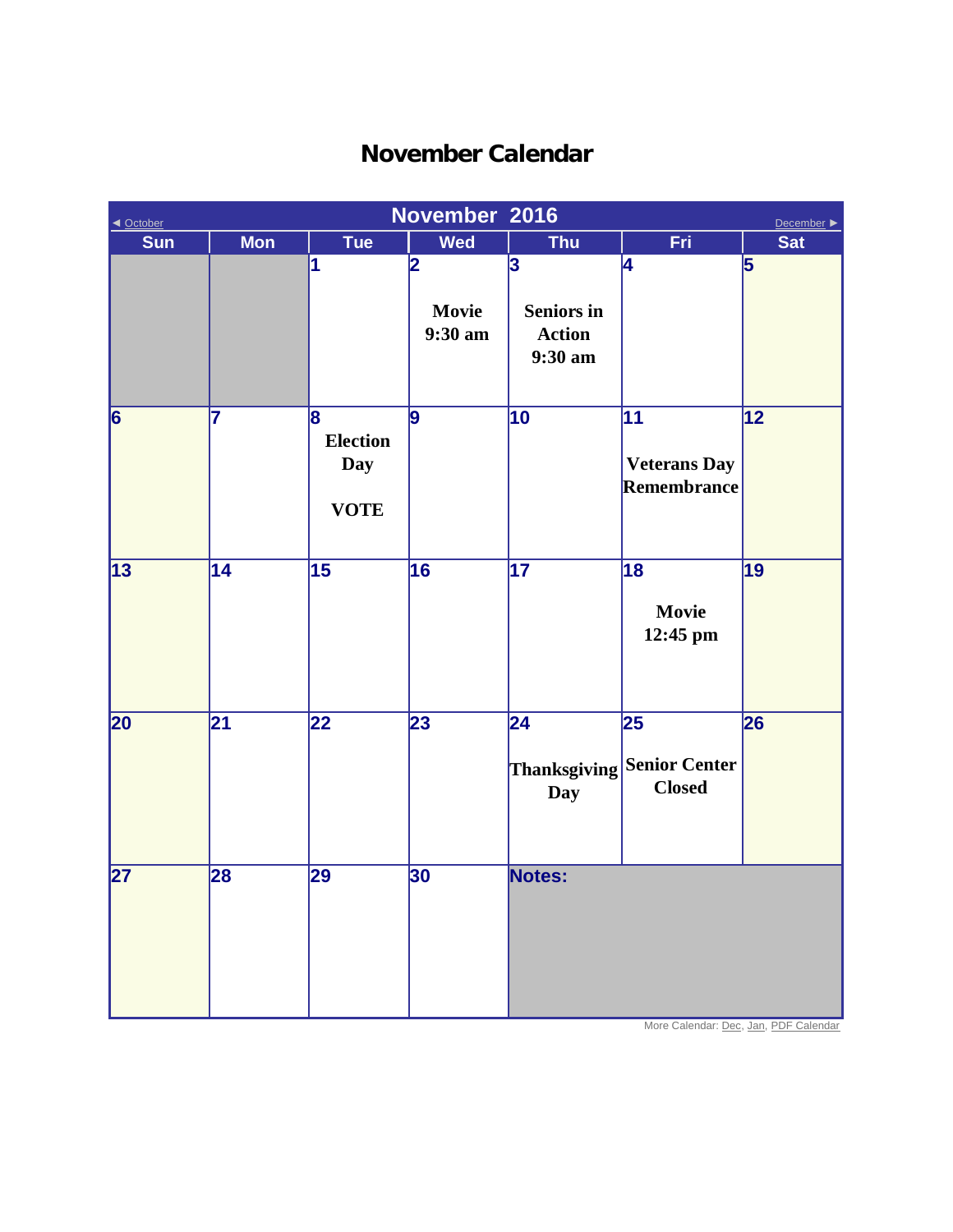# November Calendar

| ◄ October | | | November 2016 | | | December ► |
|---|---|---|---|---|---|---|
| **Sun** | **Mon** | **Tue** | **Wed** | **Thu** | **Fri** | **Sat** |
| | | 1 | 2<br>Movie 9:30 am | 3<br>Seniors in Action 9:30 am | 4 | 5 |
| 6 | 7 | 8<br>Election Day<br>VOTE | 9 | 10 | 11<br>Veterans Day Remembrance | 12 |
| 13 | 14 | 15 | 16 | 17 | 18<br>Movie 12:45 pm | 19 |
| 20 | 21 | 22 | 23 | 24<br>Thanksgiving Day | 25<br>Senior Center Closed | 26 |
| 27 | 28 | 29 | 30 | Notes: | | |

More Calendar: Dec, Jan, PDF Calendar